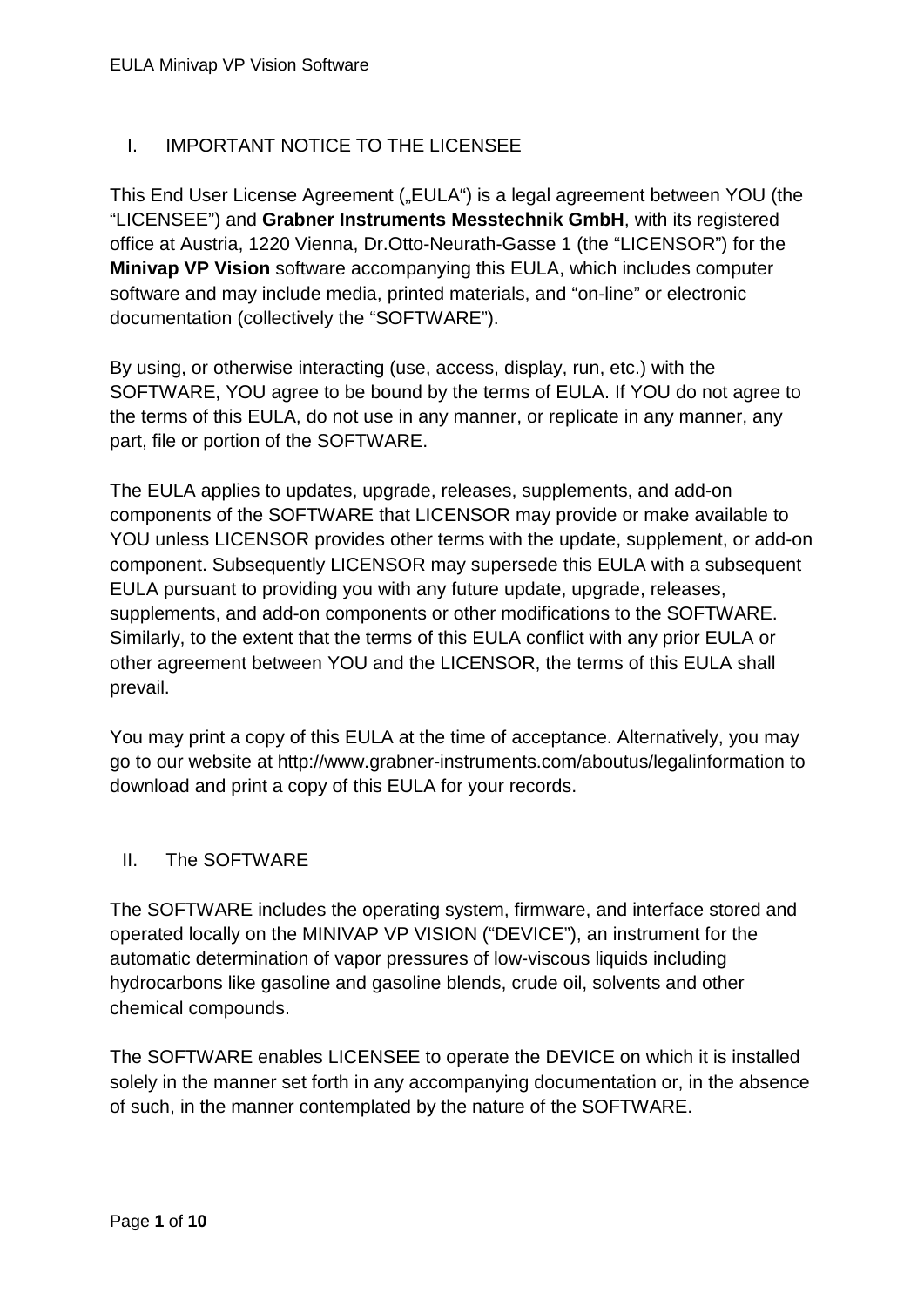## I. IMPORTANT NOTICE TO THE LICENSEE

This End User License Agreement („EULA“) is a legal agreement between YOU (the “LICENSEE”) and **Grabner Instruments Messtechnik GmbH**, with its registered office at Austria, 1220 Vienna, Dr.Otto-Neurath-Gasse 1 (the “LICENSOR”) for the **Minivap VP Vision** software accompanying this EULA, which includes computer software and may include media, printed materials, and “on-line” or electronic documentation (collectively the “SOFTWARE”).

By using, or otherwise interacting (use, access, display, run, etc.) with the SOFTWARE, YOU agree to be bound by the terms of EULA. If YOU do not agree to the terms of this EULA, do not use in any manner, or replicate in any manner, any part, file or portion of the SOFTWARE.

The EULA applies to updates, upgrade, releases, supplements, and add-on components of the SOFTWARE that LICENSOR may provide or make available to YOU unless LICENSOR provides other terms with the update, supplement, or add-on component. Subsequently LICENSOR may supersede this EULA with a subsequent EULA pursuant to providing you with any future update, upgrade, releases, supplements, and add-on components or other modifications to the SOFTWARE. Similarly, to the extent that the terms of this EULA conflict with any prior EULA or other agreement between YOU and the LICENSOR, the terms of this EULA shall prevail.

You may print a copy of this EULA at the time of acceptance. Alternatively, you may go to our website at http://www.grabner-instruments.com/aboutus/legalinformation to download and print a copy of this EULA for your records.

## II. The SOFTWARE

The SOFTWARE includes the operating system, firmware, and interface stored and operated locally on the MINIVAP VP VISION (“DEVICE”), an instrument for the automatic determination of vapor pressures of low-viscous liquids including hydrocarbons like gasoline and gasoline blends, crude oil, solvents and other chemical compounds.

The SOFTWARE enables LICENSEE to operate the DEVICE on which it is installed solely in the manner set forth in any accompanying documentation or, in the absence of such, in the manner contemplated by the nature of the SOFTWARE.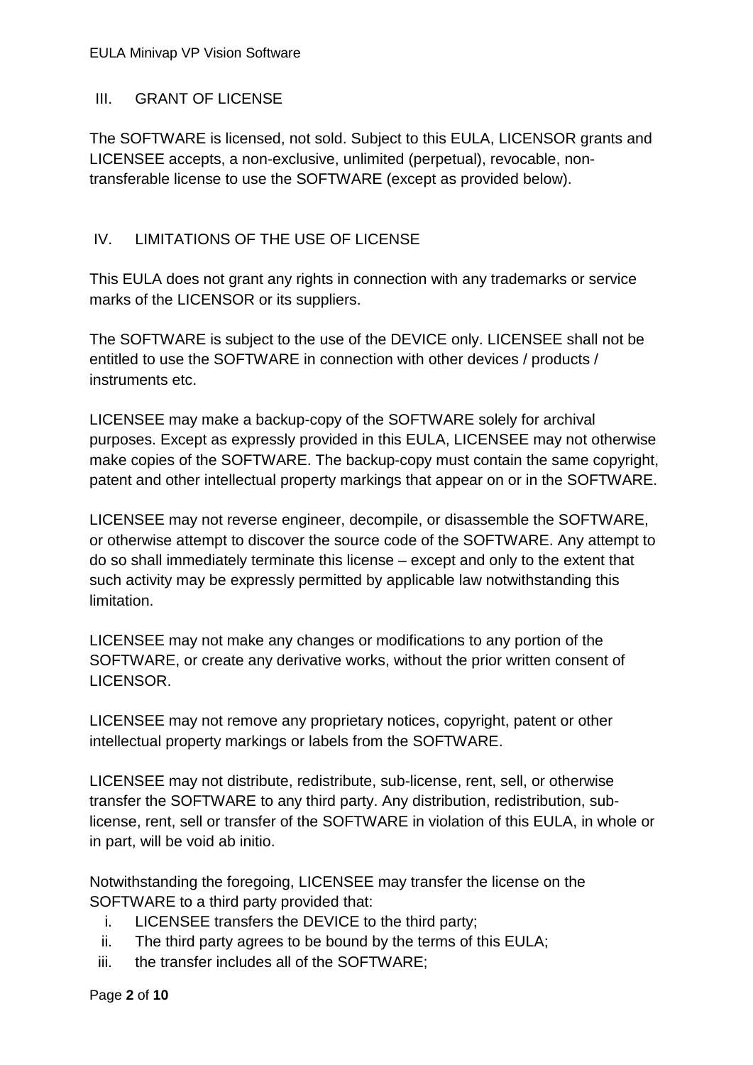## III. GRANT OF LICENSE

The SOFTWARE is licensed, not sold. Subject to this EULA, LICENSOR grants and LICENSEE accepts, a non-exclusive, unlimited (perpetual), revocable, non-transferable license to use the SOFTWARE (except as provided below).

## IV. LIMITATIONS OF THE USE OF LICENSE

This EULA does not grant any rights in connection with any trademarks or service marks of the LICENSOR or its suppliers.

The SOFTWARE is subject to the use of the DEVICE only. LICENSEE shall not be entitled to use the SOFTWARE in connection with other devices / products / instruments etc.

LICENSEE may make a backup-copy of the SOFTWARE solely for archival purposes. Except as expressly provided in this EULA, LICENSEE may not otherwise make copies of the SOFTWARE. The backup-copy must contain the same copyright, patent and other intellectual property markings that appear on or in the SOFTWARE.

LICENSEE may not reverse engineer, decompile, or disassemble the SOFTWARE, or otherwise attempt to discover the source code of the SOFTWARE. Any attempt to do so shall immediately terminate this license – except and only to the extent that such activity may be expressly permitted by applicable law notwithstanding this limitation.

LICENSEE may not make any changes or modifications to any portion of the SOFTWARE, or create any derivative works, without the prior written consent of LICENSOR.

LICENSEE may not remove any proprietary notices, copyright, patent or other intellectual property markings or labels from the SOFTWARE.

LICENSEE may not distribute, redistribute, sub-license, rent, sell, or otherwise transfer the SOFTWARE to any third party. Any distribution, redistribution, sub-license, rent, sell or transfer of the SOFTWARE in violation of this EULA, in whole or in part, will be void ab initio.

Notwithstanding the foregoing, LICENSEE may transfer the license on the SOFTWARE to a third party provided that:

i. LICENSEE transfers the DEVICE to the third party;
ii. The third party agrees to be bound by the terms of this EULA;
iii. the transfer includes all of the SOFTWARE;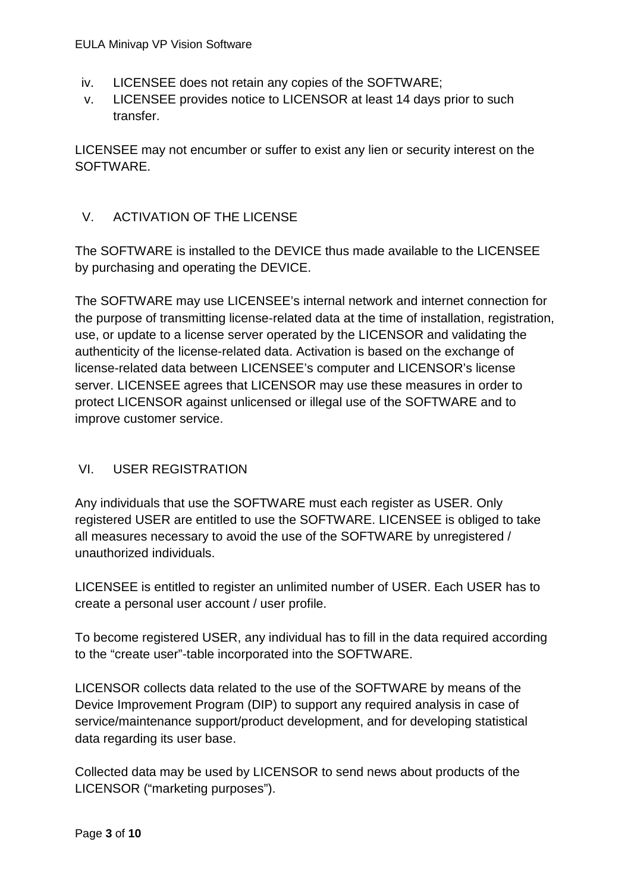iv. LICENSEE does not retain any copies of the SOFTWARE;
v. LICENSEE provides notice to LICENSOR at least 14 days prior to such transfer.

LICENSEE may not encumber or suffer to exist any lien or security interest on the SOFTWARE.

## V. ACTIVATION OF THE LICENSE

The SOFTWARE is installed to the DEVICE thus made available to the LICENSEE by purchasing and operating the DEVICE.

The SOFTWARE may use LICENSEE's internal network and internet connection for the purpose of transmitting license-related data at the time of installation, registration, use, or update to a license server operated by the LICENSOR and validating the authenticity of the license-related data. Activation is based on the exchange of license-related data between LICENSEE's computer and LICENSOR's license server. LICENSEE agrees that LICENSOR may use these measures in order to protect LICENSOR against unlicensed or illegal use of the SOFTWARE and to improve customer service.

## VI. USER REGISTRATION

Any individuals that use the SOFTWARE must each register as USER. Only registered USER are entitled to use the SOFTWARE. LICENSEE is obliged to take all measures necessary to avoid the use of the SOFTWARE by unregistered / unauthorized individuals.

LICENSEE is entitled to register an unlimited number of USER. Each USER has to create a personal user account / user profile.

To become registered USER, any individual has to fill in the data required according to the "create user"-table incorporated into the SOFTWARE.

LICENSOR collects data related to the use of the SOFTWARE by means of the Device Improvement Program (DIP) to support any required analysis in case of service/maintenance support/product development, and for developing statistical data regarding its user base.

Collected data may be used by LICENSOR to send news about products of the LICENSOR ("marketing purposes").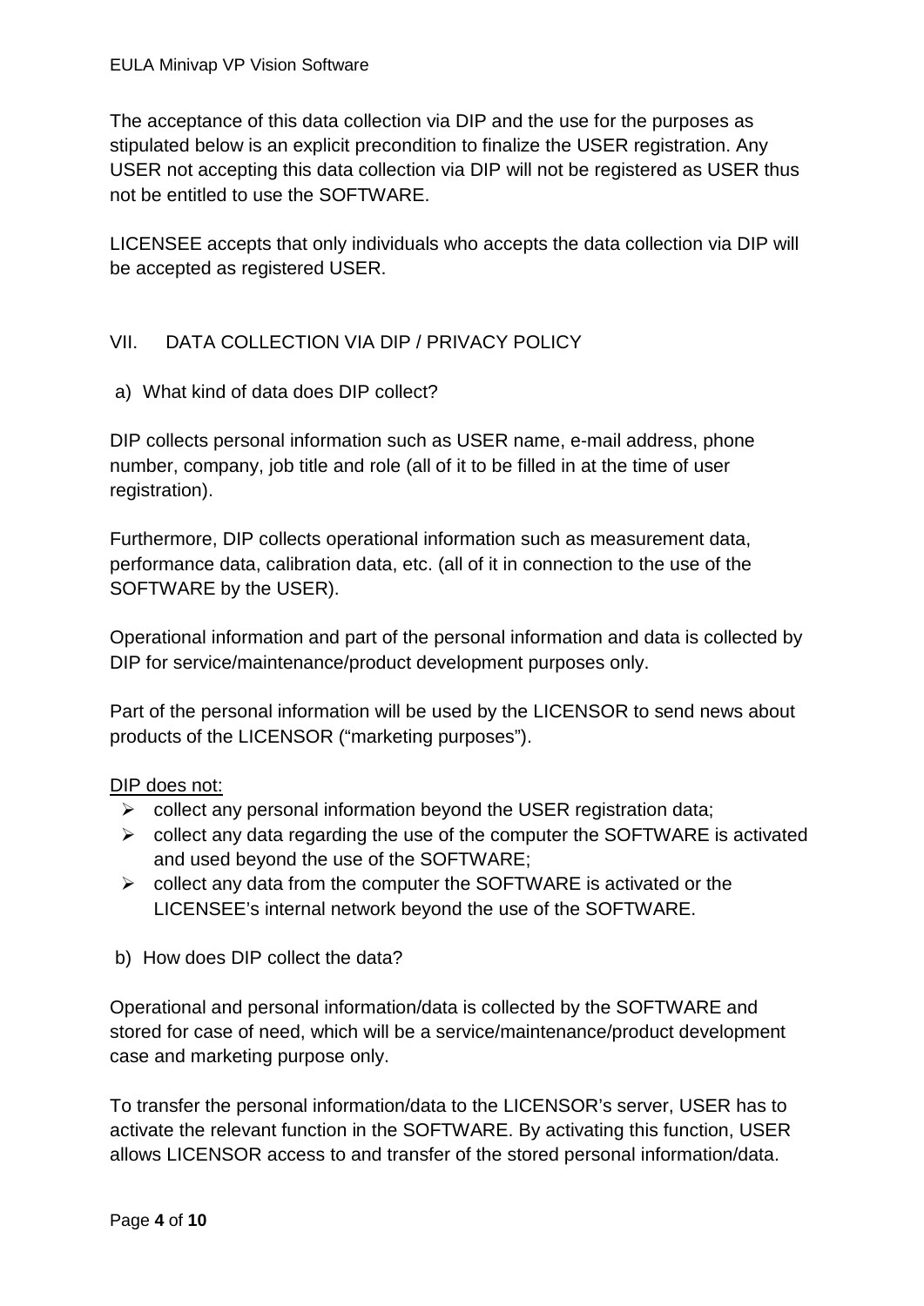The acceptance of this data collection via DIP and the use for the purposes as stipulated below is an explicit precondition to finalize the USER registration. Any USER not accepting this data collection via DIP will not be registered as USER thus not be entitled to use the SOFTWARE.

LICENSEE accepts that only individuals who accepts the data collection via DIP will be accepted as registered USER.

## VII. DATA COLLECTION VIA DIP / PRIVACY POLICY

a) What kind of data does DIP collect?

DIP collects personal information such as USER name, e-mail address, phone number, company, job title and role (all of it to be filled in at the time of user registration).

Furthermore, DIP collects operational information such as measurement data, performance data, calibration data, etc. (all of it in connection to the use of the SOFTWARE by the USER).

Operational information and part of the personal information and data is collected by DIP for service/maintenance/product development purposes only.

Part of the personal information will be used by the LICENSOR to send news about products of the LICENSOR ("marketing purposes").

DIP does not:

- collect any personal information beyond the USER registration data;
- collect any data regarding the use of the computer the SOFTWARE is activated and used beyond the use of the SOFTWARE;
- collect any data from the computer the SOFTWARE is activated or the LICENSEE's internal network beyond the use of the SOFTWARE.

b) How does DIP collect the data?

Operational and personal information/data is collected by the SOFTWARE and stored for case of need, which will be a service/maintenance/product development case and marketing purpose only.

To transfer the personal information/data to the LICENSOR's server, USER has to activate the relevant function in the SOFTWARE. By activating this function, USER allows LICENSOR access to and transfer of the stored personal information/data.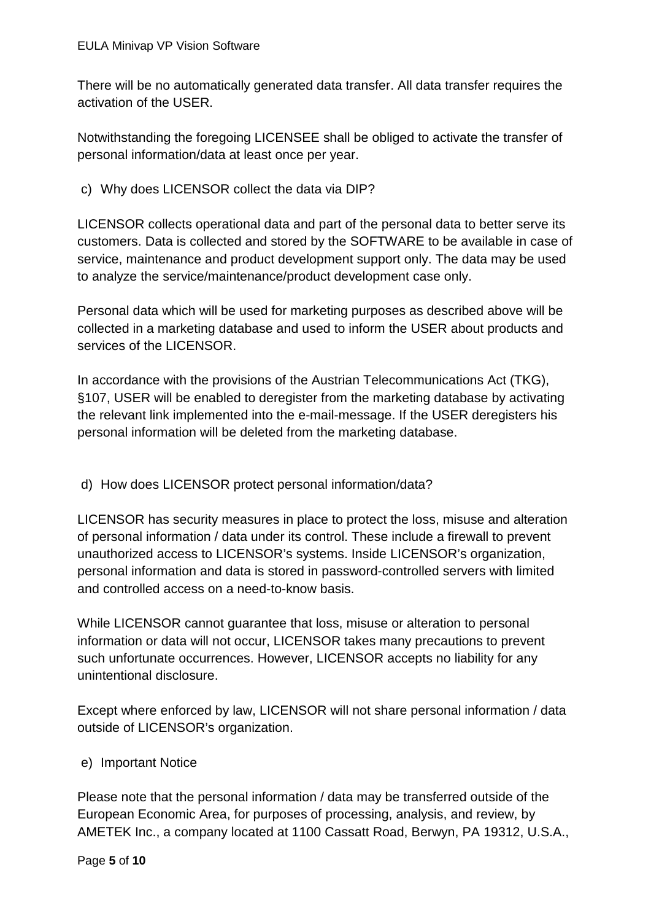There will be no automatically generated data transfer. All data transfer requires the activation of the USER.

Notwithstanding the foregoing LICENSEE shall be obliged to activate the transfer of personal information/data at least once per year.

c) Why does LICENSOR collect the data via DIP?

LICENSOR collects operational data and part of the personal data to better serve its customers. Data is collected and stored by the SOFTWARE to be available in case of service, maintenance and product development support only. The data may be used to analyze the service/maintenance/product development case only.

Personal data which will be used for marketing purposes as described above will be collected in a marketing database and used to inform the USER about products and services of the LICENSOR.

In accordance with the provisions of the Austrian Telecommunications Act (TKG), §107, USER will be enabled to deregister from the marketing database by activating the relevant link implemented into the e-mail-message. If the USER deregisters his personal information will be deleted from the marketing database.

d) How does LICENSOR protect personal information/data?

LICENSOR has security measures in place to protect the loss, misuse and alteration of personal information / data under its control. These include a firewall to prevent unauthorized access to LICENSOR's systems. Inside LICENSOR's organization, personal information and data is stored in password-controlled servers with limited and controlled access on a need-to-know basis.

While LICENSOR cannot guarantee that loss, misuse or alteration to personal information or data will not occur, LICENSOR takes many precautions to prevent such unfortunate occurrences. However, LICENSOR accepts no liability for any unintentional disclosure.

Except where enforced by law, LICENSOR will not share personal information / data outside of LICENSOR's organization.

e) Important Notice

Please note that the personal information / data may be transferred outside of the European Economic Area, for purposes of processing, analysis, and review, by AMETEK Inc., a company located at 1100 Cassatt Road, Berwyn, PA 19312, U.S.A.,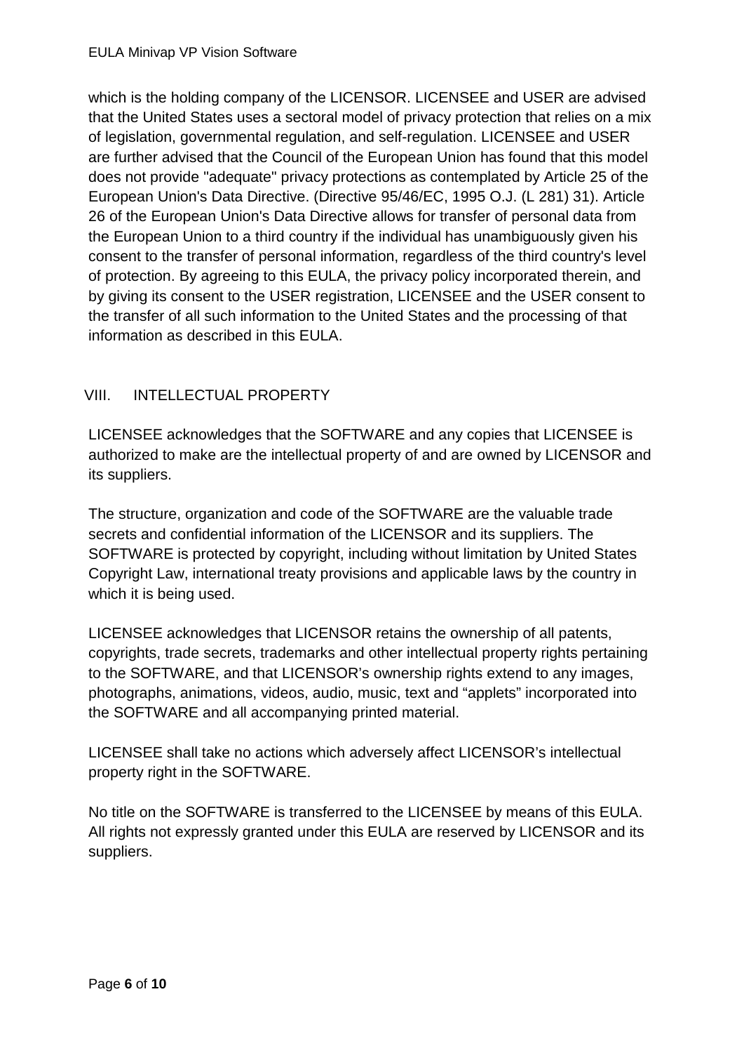which is the holding company of the LICENSOR. LICENSEE and USER are advised that the United States uses a sectoral model of privacy protection that relies on a mix of legislation, governmental regulation, and self-regulation. LICENSEE and USER are further advised that the Council of the European Union has found that this model does not provide "adequate" privacy protections as contemplated by Article 25 of the European Union's Data Directive. (Directive 95/46/EC, 1995 O.J. (L 281) 31). Article 26 of the European Union's Data Directive allows for transfer of personal data from the European Union to a third country if the individual has unambiguously given his consent to the transfer of personal information, regardless of the third country's level of protection. By agreeing to this EULA, the privacy policy incorporated therein, and by giving its consent to the USER registration, LICENSEE and the USER consent to the transfer of all such information to the United States and the processing of that information as described in this EULA.

## VIII. INTELLECTUAL PROPERTY

LICENSEE acknowledges that the SOFTWARE and any copies that LICENSEE is authorized to make are the intellectual property of and are owned by LICENSOR and its suppliers.

The structure, organization and code of the SOFTWARE are the valuable trade secrets and confidential information of the LICENSOR and its suppliers. The SOFTWARE is protected by copyright, including without limitation by United States Copyright Law, international treaty provisions and applicable laws by the country in which it is being used.

LICENSEE acknowledges that LICENSOR retains the ownership of all patents, copyrights, trade secrets, trademarks and other intellectual property rights pertaining to the SOFTWARE, and that LICENSOR's ownership rights extend to any images, photographs, animations, videos, audio, music, text and "applets" incorporated into the SOFTWARE and all accompanying printed material.

LICENSEE shall take no actions which adversely affect LICENSOR's intellectual property right in the SOFTWARE.

No title on the SOFTWARE is transferred to the LICENSEE by means of this EULA. All rights not expressly granted under this EULA are reserved by LICENSOR and its suppliers.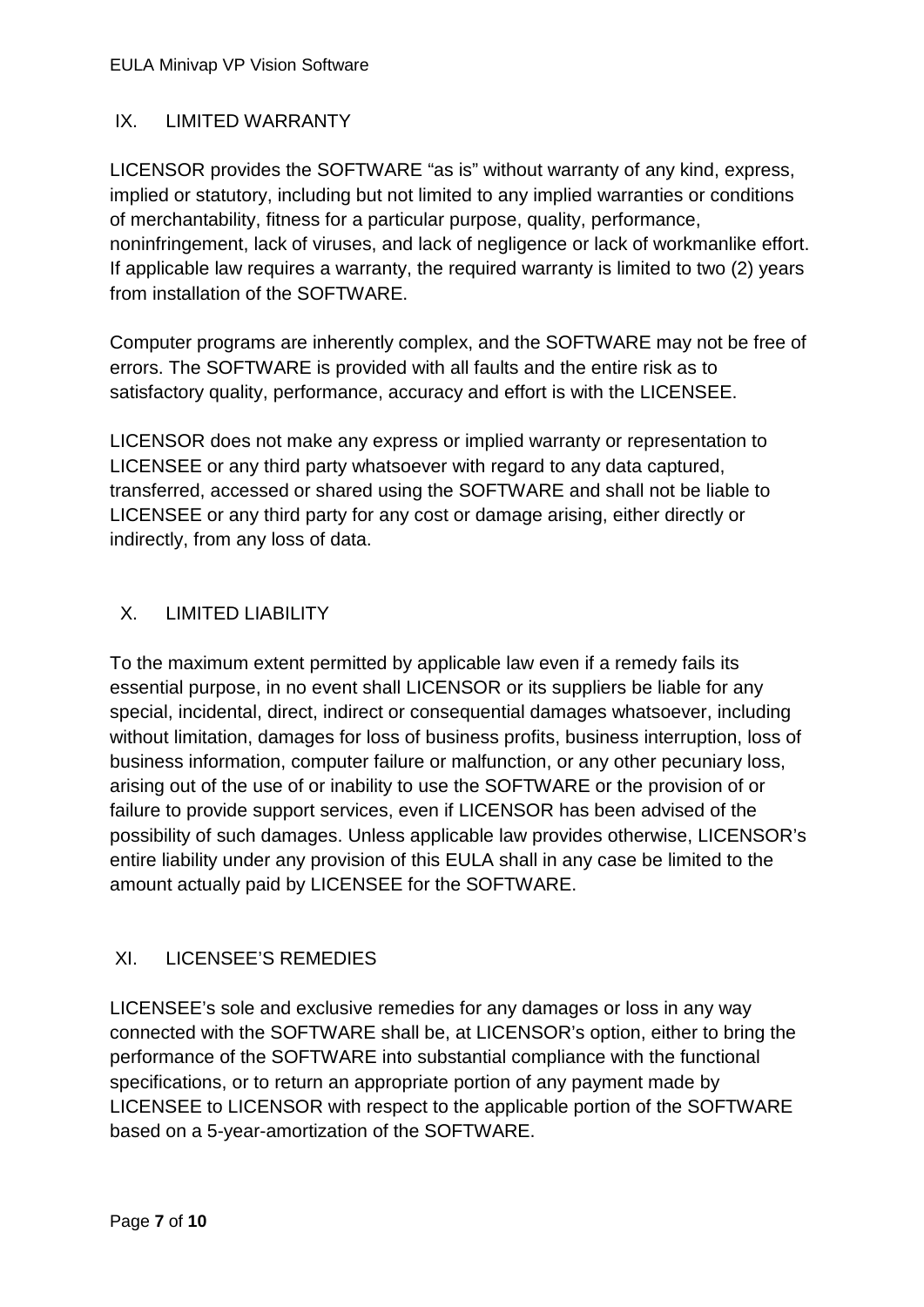## IX. LIMITED WARRANTY

LICENSOR provides the SOFTWARE "as is" without warranty of any kind, express, implied or statutory, including but not limited to any implied warranties or conditions of merchantability, fitness for a particular purpose, quality, performance, noninfringement, lack of viruses, and lack of negligence or lack of workmanlike effort. If applicable law requires a warranty, the required warranty is limited to two (2) years from installation of the SOFTWARE.

Computer programs are inherently complex, and the SOFTWARE may not be free of errors. The SOFTWARE is provided with all faults and the entire risk as to satisfactory quality, performance, accuracy and effort is with the LICENSEE.

LICENSOR does not make any express or implied warranty or representation to LICENSEE or any third party whatsoever with regard to any data captured, transferred, accessed or shared using the SOFTWARE and shall not be liable to LICENSEE or any third party for any cost or damage arising, either directly or indirectly, from any loss of data.

## X. LIMITED LIABILITY

To the maximum extent permitted by applicable law even if a remedy fails its essential purpose, in no event shall LICENSOR or its suppliers be liable for any special, incidental, direct, indirect or consequential damages whatsoever, including without limitation, damages for loss of business profits, business interruption, loss of business information, computer failure or malfunction, or any other pecuniary loss, arising out of the use of or inability to use the SOFTWARE or the provision of or failure to provide support services, even if LICENSOR has been advised of the possibility of such damages. Unless applicable law provides otherwise, LICENSOR's entire liability under any provision of this EULA shall in any case be limited to the amount actually paid by LICENSEE for the SOFTWARE.

## XI. LICENSEE'S REMEDIES

LICENSEE's sole and exclusive remedies for any damages or loss in any way connected with the SOFTWARE shall be, at LICENSOR's option, either to bring the performance of the SOFTWARE into substantial compliance with the functional specifications, or to return an appropriate portion of any payment made by LICENSEE to LICENSOR with respect to the applicable portion of the SOFTWARE based on a 5-year-amortization of the SOFTWARE.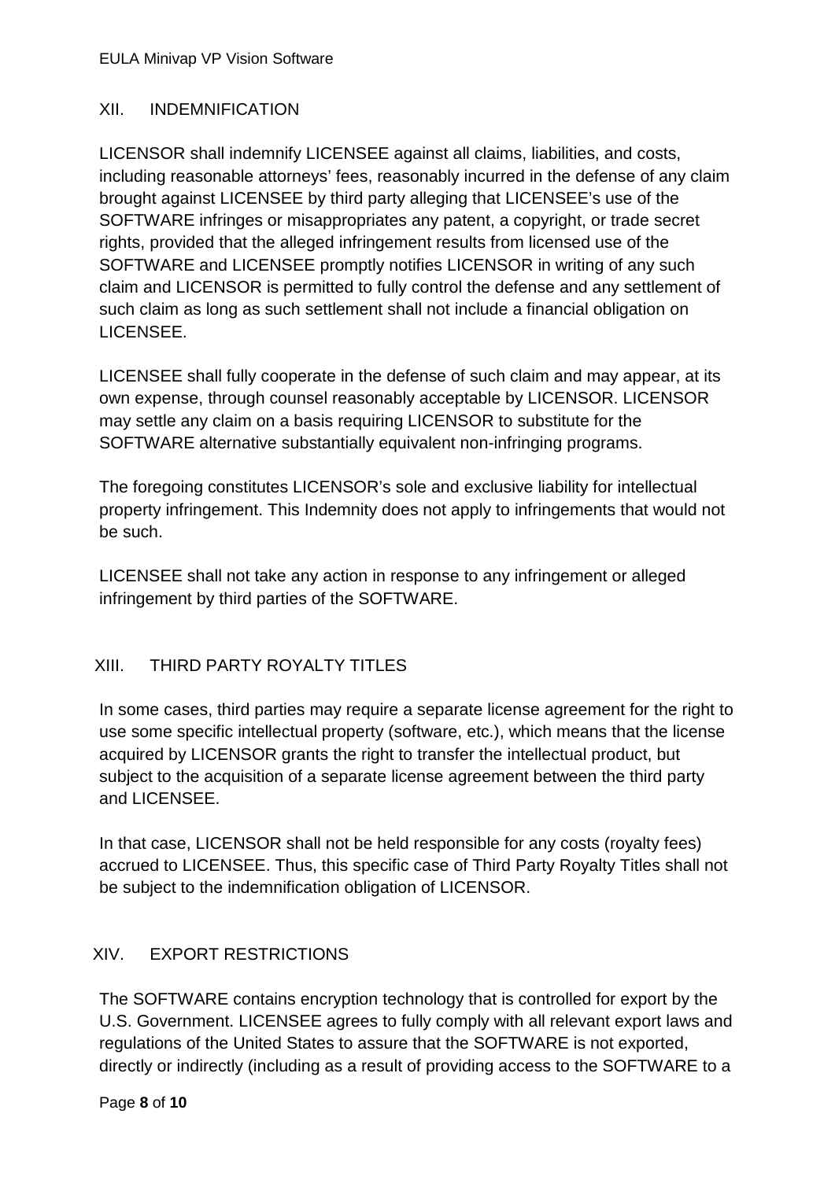## XII. INDEMNIFICATION

LICENSOR shall indemnify LICENSEE against all claims, liabilities, and costs, including reasonable attorneys' fees, reasonably incurred in the defense of any claim brought against LICENSEE by third party alleging that LICENSEE's use of the SOFTWARE infringes or misappropriates any patent, a copyright, or trade secret rights, provided that the alleged infringement results from licensed use of the SOFTWARE and LICENSEE promptly notifies LICENSOR in writing of any such claim and LICENSOR is permitted to fully control the defense and any settlement of such claim as long as such settlement shall not include a financial obligation on LICENSEE.

LICENSEE shall fully cooperate in the defense of such claim and may appear, at its own expense, through counsel reasonably acceptable by LICENSOR. LICENSOR may settle any claim on a basis requiring LICENSOR to substitute for the SOFTWARE alternative substantially equivalent non-infringing programs.

The foregoing constitutes LICENSOR's sole and exclusive liability for intellectual property infringement. This Indemnity does not apply to infringements that would not be such.

LICENSEE shall not take any action in response to any infringement or alleged infringement by third parties of the SOFTWARE.

## XIII. THIRD PARTY ROYALTY TITLES

In some cases, third parties may require a separate license agreement for the right to use some specific intellectual property (software, etc.), which means that the license acquired by LICENSOR grants the right to transfer the intellectual product, but subject to the acquisition of a separate license agreement between the third party and LICENSEE.

In that case, LICENSOR shall not be held responsible for any costs (royalty fees) accrued to LICENSEE. Thus, this specific case of Third Party Royalty Titles shall not be subject to the indemnification obligation of LICENSOR.

## XIV. EXPORT RESTRICTIONS

The SOFTWARE contains encryption technology that is controlled for export by the U.S. Government. LICENSEE agrees to fully comply with all relevant export laws and regulations of the United States to assure that the SOFTWARE is not exported, directly or indirectly (including as a result of providing access to the SOFTWARE to a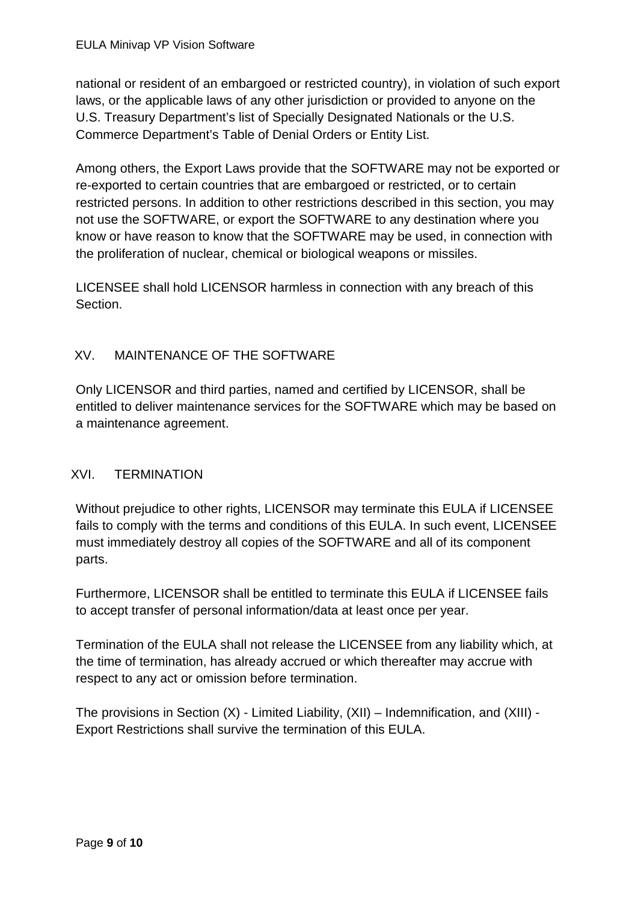national or resident of an embargoed or restricted country), in violation of such export laws, or the applicable laws of any other jurisdiction or provided to anyone on the U.S. Treasury Department's list of Specially Designated Nationals or the U.S. Commerce Department's Table of Denial Orders or Entity List.

Among others, the Export Laws provide that the SOFTWARE may not be exported or re-exported to certain countries that are embargoed or restricted, or to certain restricted persons. In addition to other restrictions described in this section, you may not use the SOFTWARE, or export the SOFTWARE to any destination where you know or have reason to know that the SOFTWARE may be used, in connection with the proliferation of nuclear, chemical or biological weapons or missiles.

LICENSEE shall hold LICENSOR harmless in connection with any breach of this Section.

## XV. MAINTENANCE OF THE SOFTWARE

Only LICENSOR and third parties, named and certified by LICENSOR, shall be entitled to deliver maintenance services for the SOFTWARE which may be based on a maintenance agreement.

## XVI. TERMINATION

Without prejudice to other rights, LICENSOR may terminate this EULA if LICENSEE fails to comply with the terms and conditions of this EULA. In such event, LICENSEE must immediately destroy all copies of the SOFTWARE and all of its component parts.

Furthermore, LICENSOR shall be entitled to terminate this EULA if LICENSEE fails to accept transfer of personal information/data at least once per year.

Termination of the EULA shall not release the LICENSEE from any liability which, at the time of termination, has already accrued or which thereafter may accrue with respect to any act or omission before termination.

The provisions in Section (X) - Limited Liability, (XII) – Indemnification, and (XIII) - Export Restrictions shall survive the termination of this EULA.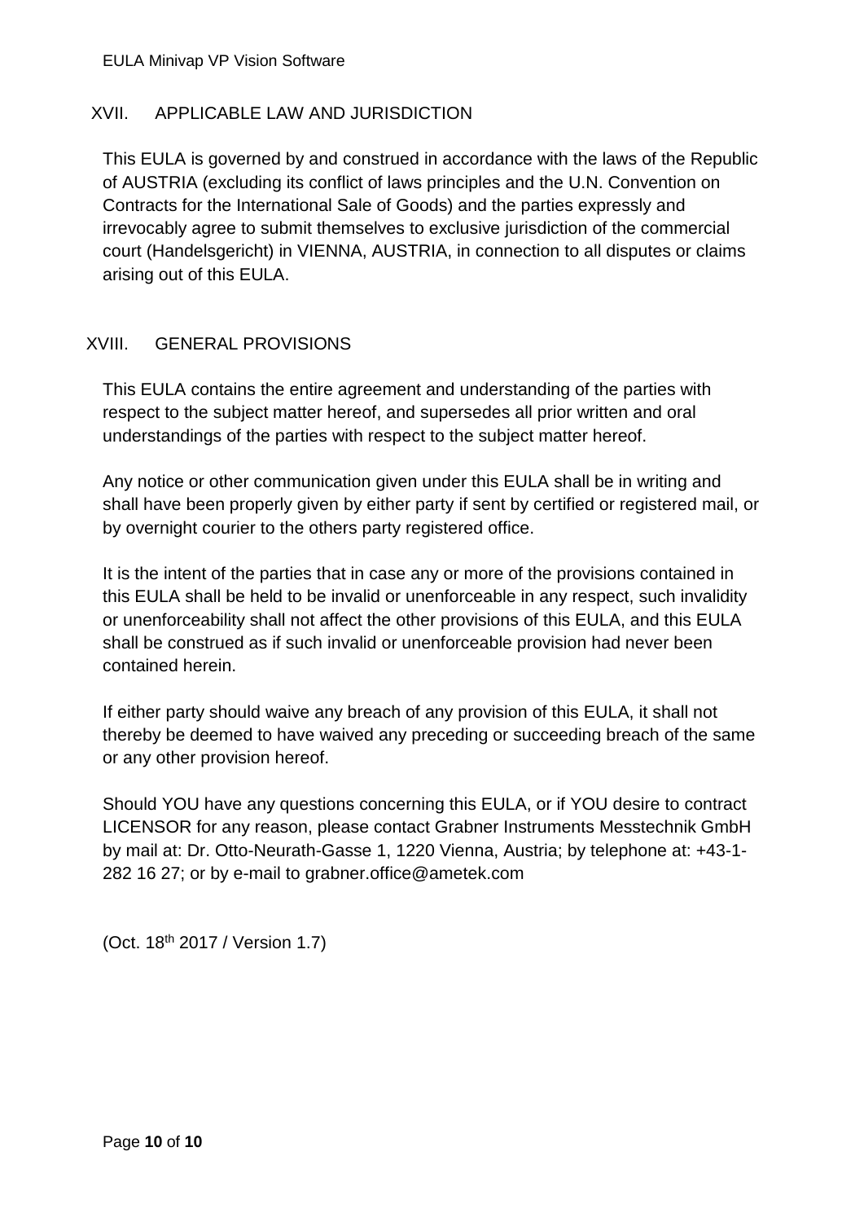## XVII. APPLICABLE LAW AND JURISDICTION

This EULA is governed by and construed in accordance with the laws of the Republic of AUSTRIA (excluding its conflict of laws principles and the U.N. Convention on Contracts for the International Sale of Goods) and the parties expressly and irrevocably agree to submit themselves to exclusive jurisdiction of the commercial court (Handelsgericht) in VIENNA, AUSTRIA, in connection to all disputes or claims arising out of this EULA.

## XVIII. GENERAL PROVISIONS

This EULA contains the entire agreement and understanding of the parties with respect to the subject matter hereof, and supersedes all prior written and oral understandings of the parties with respect to the subject matter hereof.

Any notice or other communication given under this EULA shall be in writing and shall have been properly given by either party if sent by certified or registered mail, or by overnight courier to the others party registered office.

It is the intent of the parties that in case any or more of the provisions contained in this EULA shall be held to be invalid or unenforceable in any respect, such invalidity or unenforceability shall not affect the other provisions of this EULA, and this EULA shall be construed as if such invalid or unenforceable provision had never been contained herein.

If either party should waive any breach of any provision of this EULA, it shall not thereby be deemed to have waived any preceding or succeeding breach of the same or any other provision hereof.

Should YOU have any questions concerning this EULA, or if YOU desire to contract LICENSOR for any reason, please contact Grabner Instruments Messtechnik GmbH by mail at: Dr. Otto-Neurath-Gasse 1, 1220 Vienna, Austria; by telephone at: +43-1-282 16 27; or by e-mail to grabner.office@ametek.com

(Oct. 18th 2017 / Version 1.7)